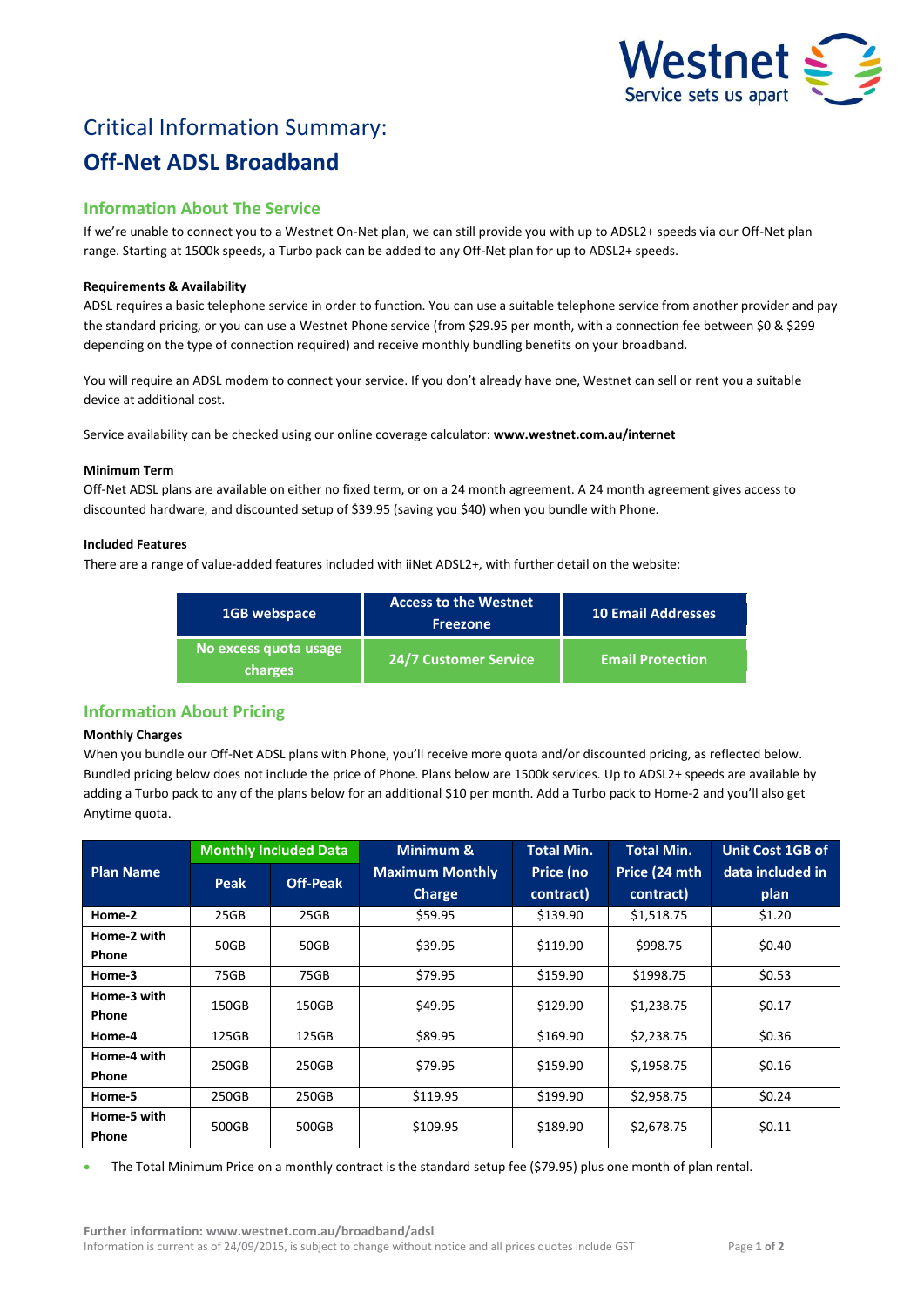# Critical Information Summary:

# Off-Net ADSL Broadband

## Information About The Service

If we're unable to connect you to a Westnet On-Net plan, we can still provide you with up to ADSL2+ speeds via our Off-Net plan range. Starting at 1500k speeds, a Turbo pack can be added to any Off-Net plan for up to ADSL2+ speeds.

**Requirements & Availability**

ADSL requires a basic telephone service in order to function. You can use a suitable telephone service from another provider and pay the standard pricing, or you can use a Westnet Phone service (from $29.95 per month, with a connection fee between $0 & $299 depending on the type of connection required) and receive monthly bundling benefits on your broadband.

You will require an ADSL modem to connect your service. If you don't already have one, Westnet can sell or rent you a suitable device at additional cost.

Service availability can be checked using our online coverage calculator: **www.westnet.com.au/internet**

**Minimum Term**

Off-Net ADSL plans are available on either no fixed term, or on a 24 month agreement. A 24 month agreement gives access to discounted hardware, and discounted setup of $39.95 (saving you $40) when you bundle with Phone.

**Included Features**

There are a range of value-added features included with iiNet ADSL2+, with further detail on the website:

| 1GB webspace | Access to the Westnet Freezone | 10 Email Addresses |
|---|---|---|
| No excess quota usage charges | 24/7 Customer Service | Email Protection |

## Information About Pricing

**Monthly Charges**

When you bundle our Off-Net ADSL plans with Phone, you'll receive more quota and/or discounted pricing, as reflected below. Bundled pricing below does not include the price of Phone. Plans below are 1500k services. Up to ADSL2+ speeds are available by adding a Turbo pack to any of the plans below for an additional $10 per month. Add a Turbo pack to Home-2 and you'll also get Anytime quota.

| Plan Name | Monthly Included Data | | Minimum & Maximum Monthly Charge | Total Min. Price (no contract) | Total Min. Price (24 mth contract) | Unit Cost 1GB of data included in plan |
|---|---|---|---|---|---|---|
| | Peak | Off-Peak | | | | |
| Home-2 | 25GB | 25GB | $59.95 | $139.90 | $1,518.75 | $1.20 |
| Home-2 with Phone | 50GB | 50GB | $39.95 | $119.90 | $998.75 | $0.40 |
| Home-3 | 75GB | 75GB | $79.95 | $159.90 | $1998.75 | $0.53 |
| Home-3 with Phone | 150GB | 150GB | $49.95 | $129.90 | $1,238.75 | $0.17 |
| Home-4 | 125GB | 125GB | $89.95 | $169.90 | $2,238.75 | $0.36 |
| Home-4 with Phone | 250GB | 250GB | $79.95 | $159.90 | $,1958.75 | $0.16 |
| Home-5 | 250GB | 250GB | $119.95 | $199.90 | $2,958.75 | $0.24 |
| Home-5 with Phone | 500GB | 500GB | $109.95 | $189.90 | $2,678.75 | $0.11 |

- The Total Minimum Price on a monthly contract is the standard setup fee ($79.95) plus one month of plan rental.

**Further information: www.westnet.com.au/broadband/adsl**

Information is current as of 24/09/2015, is subject to change without notice and all prices quotes include GST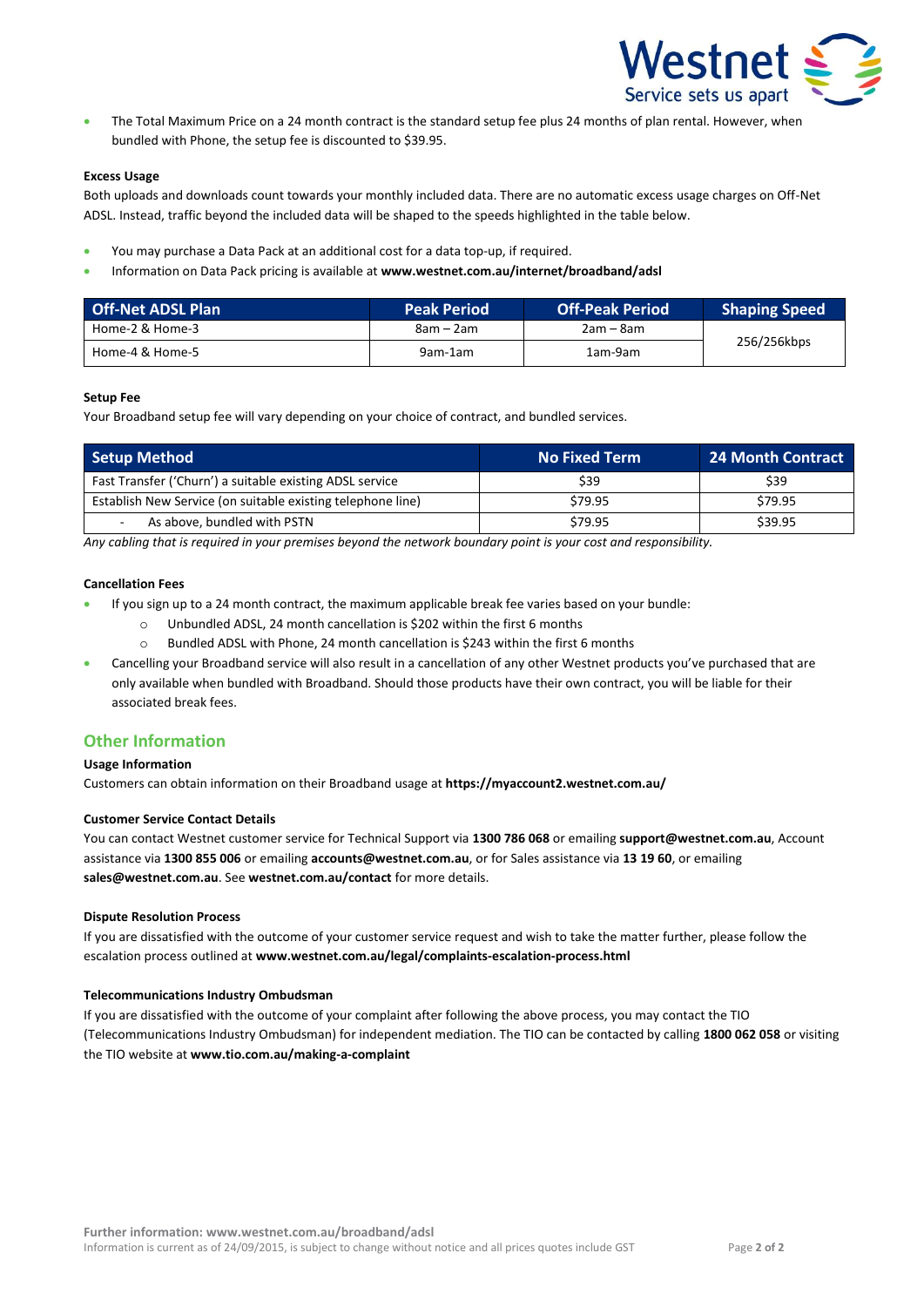- The Total Maximum Price on a 24 month contract is the standard setup fee plus 24 months of plan rental. However, when bundled with Phone, the setup fee is discounted to $39.95.

**Excess Usage**

Both uploads and downloads count towards your monthly included data. There are no automatic excess usage charges on Off-Net ADSL. Instead, traffic beyond the included data will be shaped to the speeds highlighted in the table below.

- You may purchase a Data Pack at an additional cost for a data top-up, if required.
- Information on Data Pack pricing is available at **www.westnet.com.au/internet/broadband/adsl**

| Off-Net ADSL Plan | Peak Period | Off-Peak Period | Shaping Speed |
|---|---|---|---|
| Home-2 & Home-3 | 8am – 2am | 2am – 8am | 256/256kbps |
| Home-4 & Home-5 | 9am-1am | 1am-9am | |

**Setup Fee**

Your Broadband setup fee will vary depending on your choice of contract, and bundled services.

| Setup Method | No Fixed Term | 24 Month Contract |
|---|---|---|
| Fast Transfer ('Churn') a suitable existing ADSL service | $39 | $39 |
| Establish New Service (on suitable existing telephone line) | $79.95 | $79.95 |
| - As above, bundled with PSTN | $79.95 | $39.95 |

*Any cabling that is required in your premises beyond the network boundary point is your cost and responsibility.*

**Cancellation Fees**

- If you sign up to a 24 month contract, the maximum applicable break fee varies based on your bundle:
  - Unbundled ADSL, 24 month cancellation is $202 within the first 6 months
  - Bundled ADSL with Phone, 24 month cancellation is $243 within the first 6 months
- Cancelling your Broadband service will also result in a cancellation of any other Westnet products you've purchased that are only available when bundled with Broadband. Should those products have their own contract, you will be liable for their associated break fees.

## Other Information

**Usage Information**

Customers can obtain information on their Broadband usage at **https://myaccount2.westnet.com.au/**

**Customer Service Contact Details**

You can contact Westnet customer service for Technical Support via **1300 786 068** or emailing **support@westnet.com.au**, Account assistance via **1300 855 006** or emailing **accounts@westnet.com.au**, or for Sales assistance via **13 19 60**, or emailing **sales@westnet.com.au**. See **westnet.com.au/contact** for more details.

**Dispute Resolution Process**

If you are dissatisfied with the outcome of your customer service request and wish to take the matter further, please follow the escalation process outlined at **www.westnet.com.au/legal/complaints-escalation-process.html**

**Telecommunications Industry Ombudsman**

If you are dissatisfied with the outcome of your complaint after following the above process, you may contact the TIO (Telecommunications Industry Ombudsman) for independent mediation. The TIO can be contacted by calling **1800 062 058** or visiting the TIO website at **www.tio.com.au/making-a-complaint**

**Further information: www.westnet.com.au/broadband/adsl**
Information is current as of 24/09/2015, is subject to change without notice and all prices quotes include GST